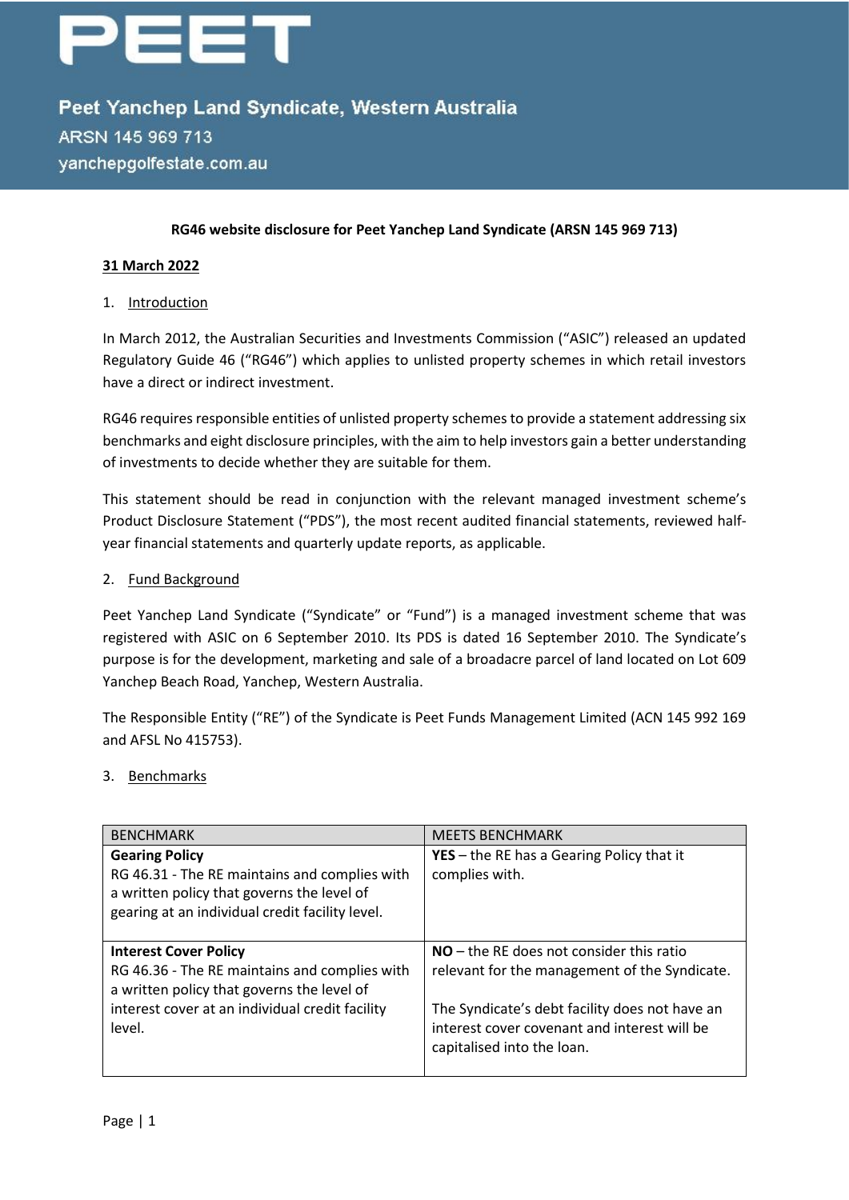# PEET

## Peet Yanchep Land Syndicate, Western Australia

ARSN 145 969 713

yanchepgolfestate.com.au

**RG46 website disclosure for Peet Yanchep Land Syndicate (ARSN 145 969 713)**

**31 March 2022**

1. Introduction

In March 2012, the Australian Securities and Investments Commission ("ASIC") released an updated Regulatory Guide 46 ("RG46") which applies to unlisted property schemes in which retail investors have a direct or indirect investment.

RG46 requires responsible entities of unlisted property schemes to provide a statement addressing six benchmarks and eight disclosure principles, with the aim to help investors gain a better understanding of investments to decide whether they are suitable for them.

This statement should be read in conjunction with the relevant managed investment scheme's Product Disclosure Statement ("PDS"), the most recent audited financial statements, reviewed half-year financial statements and quarterly update reports, as applicable.

2. Fund Background

Peet Yanchep Land Syndicate ("Syndicate" or "Fund") is a managed investment scheme that was registered with ASIC on 6 September 2010. Its PDS is dated 16 September 2010. The Syndicate's purpose is for the development, marketing and sale of a broadacre parcel of land located on Lot 609 Yanchep Beach Road, Yanchep, Western Australia.

The Responsible Entity ("RE") of the Syndicate is Peet Funds Management Limited (ACN 145 992 169 and AFSL No 415753).

3. Benchmarks

| BENCHMARK | MEETS BENCHMARK |
|---|---|
| **Gearing Policy**<br>RG 46.31 - The RE maintains and complies with a written policy that governs the level of gearing at an individual credit facility level. | **YES** – the RE has a Gearing Policy that it complies with. |
| **Interest Cover Policy**<br>RG 46.36 - The RE maintains and complies with a written policy that governs the level of interest cover at an individual credit facility level. | **NO** – the RE does not consider this ratio relevant for the management of the Syndicate.<br><br>The Syndicate's debt facility does not have an interest cover covenant and interest will be capitalised into the loan. |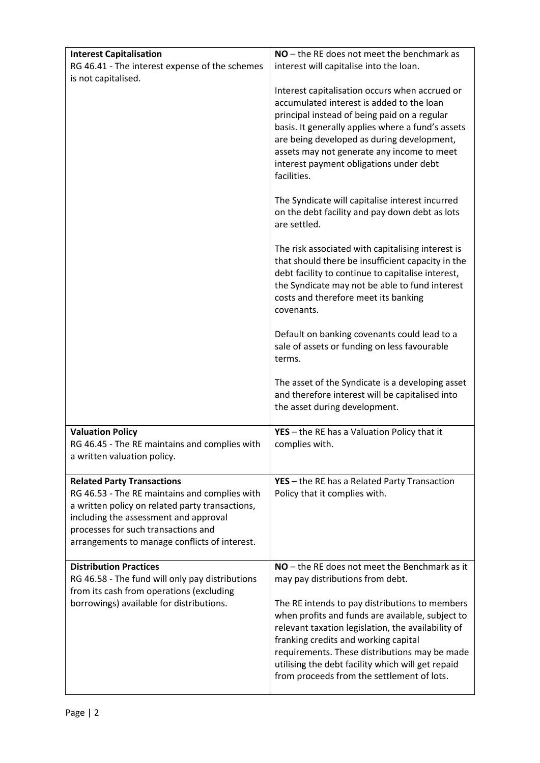| **Interest Capitalisation**<br>RG 46.41 - The interest expense of the schemes is not capitalised. | **NO** – the RE does not meet the benchmark as interest will capitalise into the loan.<br><br>Interest capitalisation occurs when accrued or accumulated interest is added to the loan principal instead of being paid on a regular basis. It generally applies where a fund's assets are being developed as during development, assets may not generate any income to meet interest payment obligations under debt facilities.<br><br>The Syndicate will capitalise interest incurred on the debt facility and pay down debt as lots are settled.<br><br>The risk associated with capitalising interest is that should there be insufficient capacity in the debt facility to continue to capitalise interest, the Syndicate may not be able to fund interest costs and therefore meet its banking covenants.<br><br>Default on banking covenants could lead to a sale of assets or funding on less favourable terms.<br><br>The asset of the Syndicate is a developing asset and therefore interest will be capitalised into the asset during development. |
|---|---|
| **Valuation Policy**<br>RG 46.45 - The RE maintains and complies with a written valuation policy. | **YES** – the RE has a Valuation Policy that it complies with. |
| **Related Party Transactions**<br>RG 46.53 - The RE maintains and complies with a written policy on related party transactions, including the assessment and approval processes for such transactions and arrangements to manage conflicts of interest. | **YES** – the RE has a Related Party Transaction Policy that it complies with. |
| **Distribution Practices**<br>RG 46.58 - The fund will only pay distributions from its cash from operations (excluding borrowings) available for distributions. | **NO** – the RE does not meet the Benchmark as it may pay distributions from debt.<br><br>The RE intends to pay distributions to members when profits and funds are available, subject to relevant taxation legislation, the availability of franking credits and working capital requirements. These distributions may be made utilising the debt facility which will get repaid from proceeds from the settlement of lots. |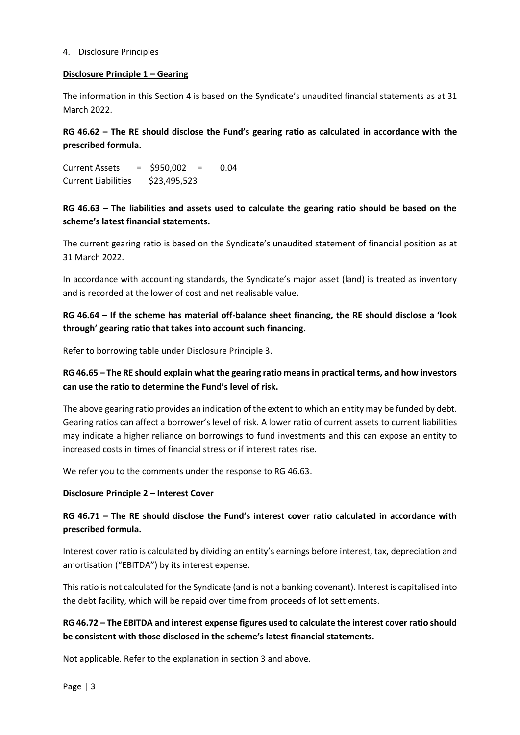4. Disclosure Principles

**Disclosure Principle 1 – Gearing**

The information in this Section 4 is based on the Syndicate's unaudited financial statements as at 31 March 2022.

**RG 46.62 – The RE should disclose the Fund's gearing ratio as calculated in accordance with the prescribed formula.**

$$\frac{\text{Current Assets}}{\text{Current Liabilities}} = \frac{\$950{,}002}{\$23{,}495{,}523} = 0.04$$

**RG 46.63 – The liabilities and assets used to calculate the gearing ratio should be based on the scheme's latest financial statements.**

The current gearing ratio is based on the Syndicate's unaudited statement of financial position as at 31 March 2022.

In accordance with accounting standards, the Syndicate's major asset (land) is treated as inventory and is recorded at the lower of cost and net realisable value.

**RG 46.64 – If the scheme has material off-balance sheet financing, the RE should disclose a 'look through' gearing ratio that takes into account such financing.**

Refer to borrowing table under Disclosure Principle 3.

**RG 46.65 – The RE should explain what the gearing ratio means in practical terms, and how investors can use the ratio to determine the Fund's level of risk.**

The above gearing ratio provides an indication of the extent to which an entity may be funded by debt. Gearing ratios can affect a borrower's level of risk. A lower ratio of current assets to current liabilities may indicate a higher reliance on borrowings to fund investments and this can expose an entity to increased costs in times of financial stress or if interest rates rise.

We refer you to the comments under the response to RG 46.63.

**Disclosure Principle 2 – Interest Cover**

**RG 46.71 – The RE should disclose the Fund's interest cover ratio calculated in accordance with prescribed formula.**

Interest cover ratio is calculated by dividing an entity's earnings before interest, tax, depreciation and amortisation ("EBITDA") by its interest expense.

This ratio is not calculated for the Syndicate (and is not a banking covenant). Interest is capitalised into the debt facility, which will be repaid over time from proceeds of lot settlements.

**RG 46.72 – The EBITDA and interest expense figures used to calculate the interest cover ratio should be consistent with those disclosed in the scheme's latest financial statements.**

Not applicable. Refer to the explanation in section 3 and above.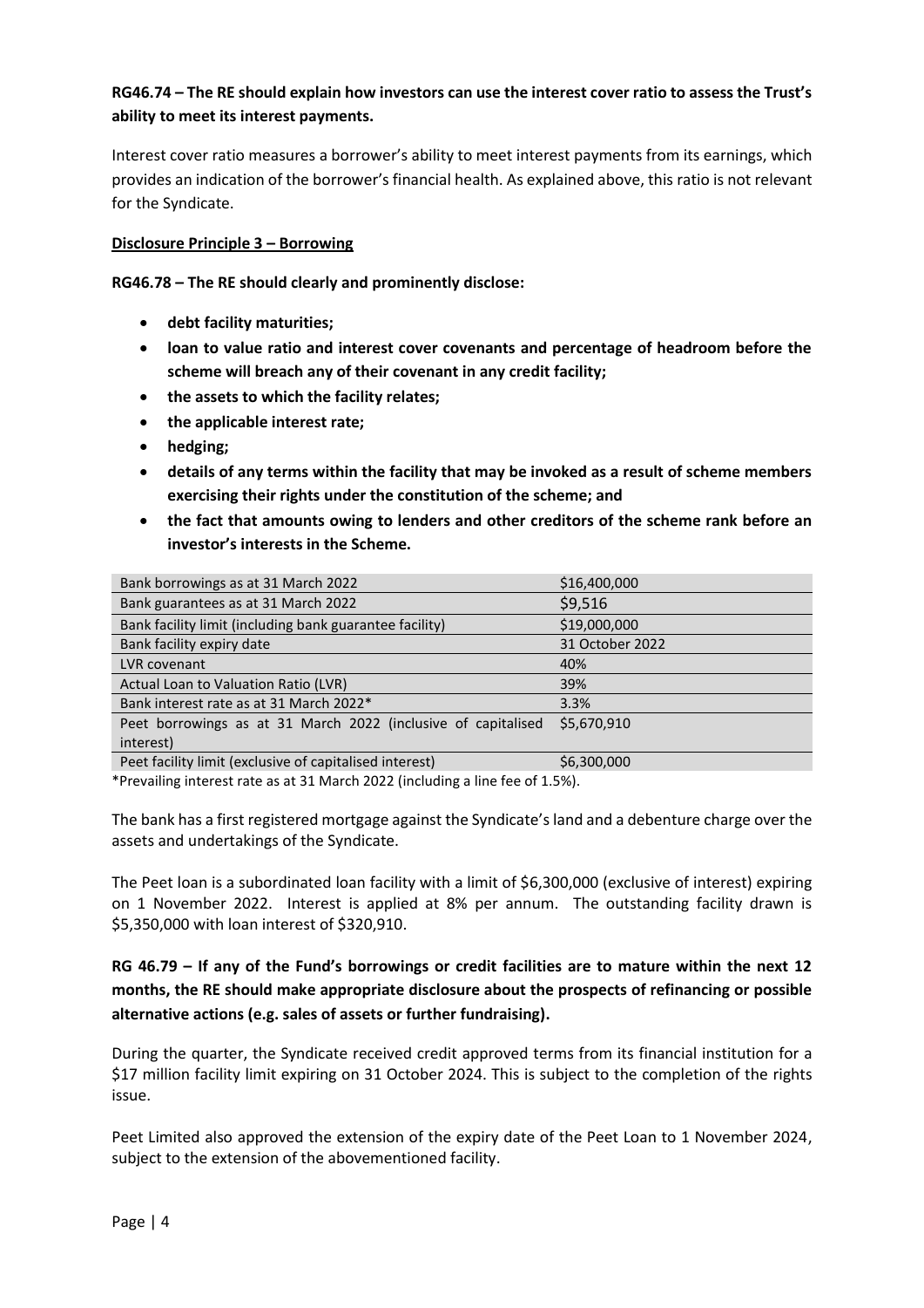**RG46.74 – The RE should explain how investors can use the interest cover ratio to assess the Trust's ability to meet its interest payments.**

Interest cover ratio measures a borrower's ability to meet interest payments from its earnings, which provides an indication of the borrower's financial health. As explained above, this ratio is not relevant for the Syndicate.

**Disclosure Principle 3 – Borrowing**

**RG46.78 – The RE should clearly and prominently disclose:**

- **debt facility maturities;**
- **loan to value ratio and interest cover covenants and percentage of headroom before the scheme will breach any of their covenant in any credit facility;**
- **the assets to which the facility relates;**
- **the applicable interest rate;**
- **hedging;**
- **details of any terms within the facility that may be invoked as a result of scheme members exercising their rights under the constitution of the scheme; and**
- **the fact that amounts owing to lenders and other creditors of the scheme rank before an investor's interests in the Scheme.**

| | |
|---|---|
| Bank borrowings as at 31 March 2022 | $16,400,000 |
| Bank guarantees as at 31 March 2022 | $9,516 |
| Bank facility limit (including bank guarantee facility) | $19,000,000 |
| Bank facility expiry date | 31 October 2022 |
| LVR covenant | 40% |
| Actual Loan to Valuation Ratio (LVR) | 39% |
| Bank interest rate as at 31 March 2022* | 3.3% |
| Peet borrowings as at 31 March 2022 (inclusive of capitalised interest) | $5,670,910 |
| Peet facility limit (exclusive of capitalised interest) | $6,300,000 |

*Prevailing interest rate as at 31 March 2022 (including a line fee of 1.5%).

The bank has a first registered mortgage against the Syndicate's land and a debenture charge over the assets and undertakings of the Syndicate.

The Peet loan is a subordinated loan facility with a limit of $6,300,000 (exclusive of interest) expiring on 1 November 2022. Interest is applied at 8% per annum. The outstanding facility drawn is $5,350,000 with loan interest of $320,910.

**RG 46.79 – If any of the Fund's borrowings or credit facilities are to mature within the next 12 months, the RE should make appropriate disclosure about the prospects of refinancing or possible alternative actions (e.g. sales of assets or further fundraising).**

During the quarter, the Syndicate received credit approved terms from its financial institution for a $17 million facility limit expiring on 31 October 2024. This is subject to the completion of the rights issue.

Peet Limited also approved the extension of the expiry date of the Peet Loan to 1 November 2024, subject to the extension of the abovementioned facility.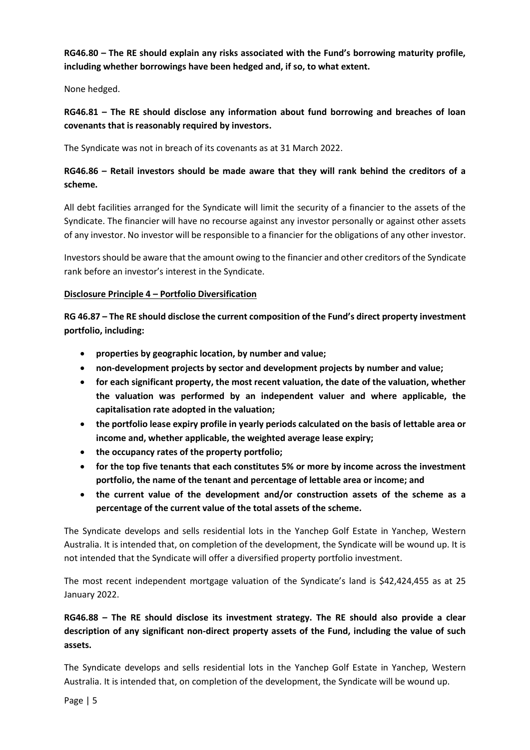**RG46.80 – The RE should explain any risks associated with the Fund's borrowing maturity profile, including whether borrowings have been hedged and, if so, to what extent.**

None hedged.

**RG46.81 – The RE should disclose any information about fund borrowing and breaches of loan covenants that is reasonably required by investors.**

The Syndicate was not in breach of its covenants as at 31 March 2022.

**RG46.86 – Retail investors should be made aware that they will rank behind the creditors of a scheme.**

All debt facilities arranged for the Syndicate will limit the security of a financier to the assets of the Syndicate. The financier will have no recourse against any investor personally or against other assets of any investor. No investor will be responsible to a financier for the obligations of any other investor.

Investors should be aware that the amount owing to the financier and other creditors of the Syndicate rank before an investor's interest in the Syndicate.

**Disclosure Principle 4 – Portfolio Diversification**

**RG 46.87 – The RE should disclose the current composition of the Fund's direct property investment portfolio, including:**

- **properties by geographic location, by number and value;**
- **non-development projects by sector and development projects by number and value;**
- **for each significant property, the most recent valuation, the date of the valuation, whether the valuation was performed by an independent valuer and where applicable, the capitalisation rate adopted in the valuation;**
- **the portfolio lease expiry profile in yearly periods calculated on the basis of lettable area or income and, whether applicable, the weighted average lease expiry;**
- **the occupancy rates of the property portfolio;**
- **for the top five tenants that each constitutes 5% or more by income across the investment portfolio, the name of the tenant and percentage of lettable area or income; and**
- **the current value of the development and/or construction assets of the scheme as a percentage of the current value of the total assets of the scheme.**

The Syndicate develops and sells residential lots in the Yanchep Golf Estate in Yanchep, Western Australia. It is intended that, on completion of the development, the Syndicate will be wound up. It is not intended that the Syndicate will offer a diversified property portfolio investment.

The most recent independent mortgage valuation of the Syndicate's land is $42,424,455 as at 25 January 2022.

**RG46.88 – The RE should disclose its investment strategy. The RE should also provide a clear description of any significant non-direct property assets of the Fund, including the value of such assets.**

The Syndicate develops and sells residential lots in the Yanchep Golf Estate in Yanchep, Western Australia. It is intended that, on completion of the development, the Syndicate will be wound up.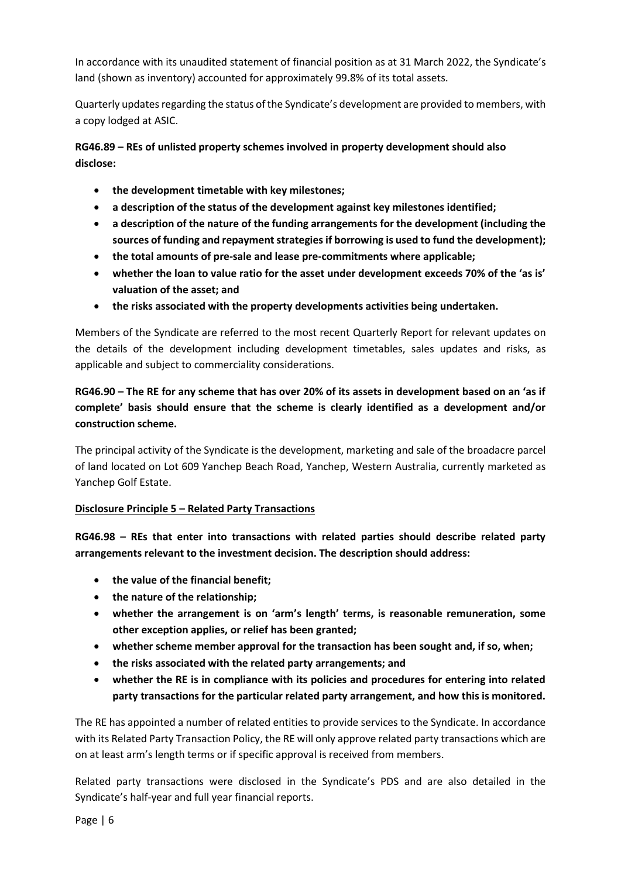In accordance with its unaudited statement of financial position as at 31 March 2022, the Syndicate's land (shown as inventory) accounted for approximately 99.8% of its total assets.

Quarterly updates regarding the status of the Syndicate's development are provided to members, with a copy lodged at ASIC.

**RG46.89 – REs of unlisted property schemes involved in property development should also disclose:**

- **the development timetable with key milestones;**
- **a description of the status of the development against key milestones identified;**
- **a description of the nature of the funding arrangements for the development (including the sources of funding and repayment strategies if borrowing is used to fund the development);**
- **the total amounts of pre-sale and lease pre-commitments where applicable;**
- **whether the loan to value ratio for the asset under development exceeds 70% of the 'as is' valuation of the asset; and**
- **the risks associated with the property developments activities being undertaken.**

Members of the Syndicate are referred to the most recent Quarterly Report for relevant updates on the details of the development including development timetables, sales updates and risks, as applicable and subject to commerciality considerations.

**RG46.90 – The RE for any scheme that has over 20% of its assets in development based on an 'as if complete' basis should ensure that the scheme is clearly identified as a development and/or construction scheme.**

The principal activity of the Syndicate is the development, marketing and sale of the broadacre parcel of land located on Lot 609 Yanchep Beach Road, Yanchep, Western Australia, currently marketed as Yanchep Golf Estate.

<u>**Disclosure Principle 5 – Related Party Transactions**</u>

**RG46.98 – REs that enter into transactions with related parties should describe related party arrangements relevant to the investment decision. The description should address:**

- **the value of the financial benefit;**
- **the nature of the relationship;**
- **whether the arrangement is on 'arm's length' terms, is reasonable remuneration, some other exception applies, or relief has been granted;**
- **whether scheme member approval for the transaction has been sought and, if so, when;**
- **the risks associated with the related party arrangements; and**
- **whether the RE is in compliance with its policies and procedures for entering into related party transactions for the particular related party arrangement, and how this is monitored.**

The RE has appointed a number of related entities to provide services to the Syndicate. In accordance with its Related Party Transaction Policy, the RE will only approve related party transactions which are on at least arm's length terms or if specific approval is received from members.

Related party transactions were disclosed in the Syndicate's PDS and are also detailed in the Syndicate's half-year and full year financial reports.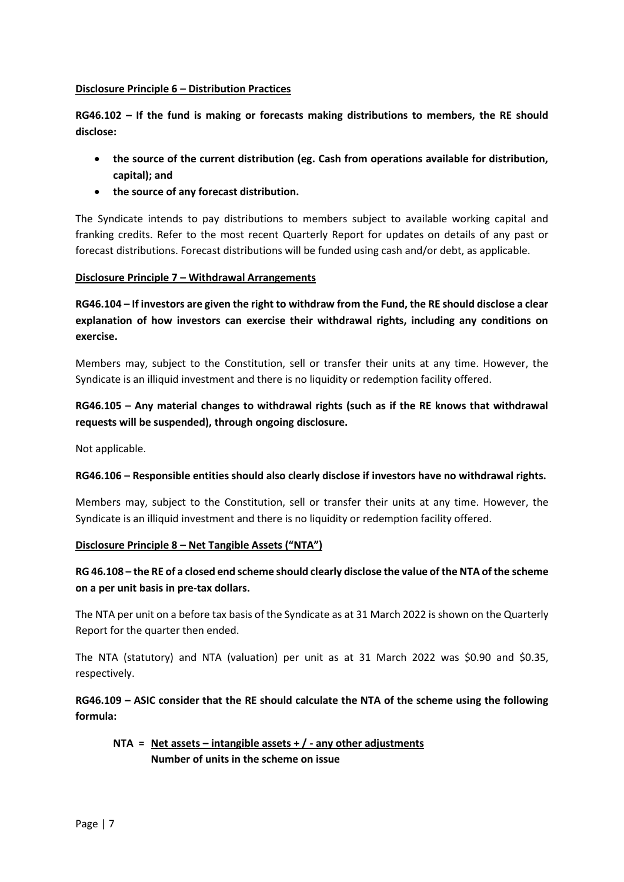**Disclosure Principle 6 – Distribution Practices**

**RG46.102 – If the fund is making or forecasts making distributions to members, the RE should disclose:**

- **the source of the current distribution (eg. Cash from operations available for distribution, capital); and**
- **the source of any forecast distribution.**

The Syndicate intends to pay distributions to members subject to available working capital and franking credits. Refer to the most recent Quarterly Report for updates on details of any past or forecast distributions. Forecast distributions will be funded using cash and/or debt, as applicable.

**Disclosure Principle 7 – Withdrawal Arrangements**

**RG46.104 – If investors are given the right to withdraw from the Fund, the RE should disclose a clear explanation of how investors can exercise their withdrawal rights, including any conditions on exercise.**

Members may, subject to the Constitution, sell or transfer their units at any time. However, the Syndicate is an illiquid investment and there is no liquidity or redemption facility offered.

**RG46.105 – Any material changes to withdrawal rights (such as if the RE knows that withdrawal requests will be suspended), through ongoing disclosure.**

Not applicable.

**RG46.106 – Responsible entities should also clearly disclose if investors have no withdrawal rights.**

Members may, subject to the Constitution, sell or transfer their units at any time. However, the Syndicate is an illiquid investment and there is no liquidity or redemption facility offered.

**Disclosure Principle 8 – Net Tangible Assets ("NTA")**

**RG 46.108 – the RE of a closed end scheme should clearly disclose the value of the NTA of the scheme on a per unit basis in pre-tax dollars.**

The NTA per unit on a before tax basis of the Syndicate as at 31 March 2022 is shown on the Quarterly Report for the quarter then ended.

The NTA (statutory) and NTA (valuation) per unit as at 31 March 2022 was \$0.90 and \$0.35, respectively.

**RG46.109 – ASIC consider that the RE should calculate the NTA of the scheme using the following formula:**

$$\text{NTA} = \frac{\text{Net assets} - \text{intangible assets} +/- \text{any other adjustments}}{\text{Number of units in the scheme on issue}}$$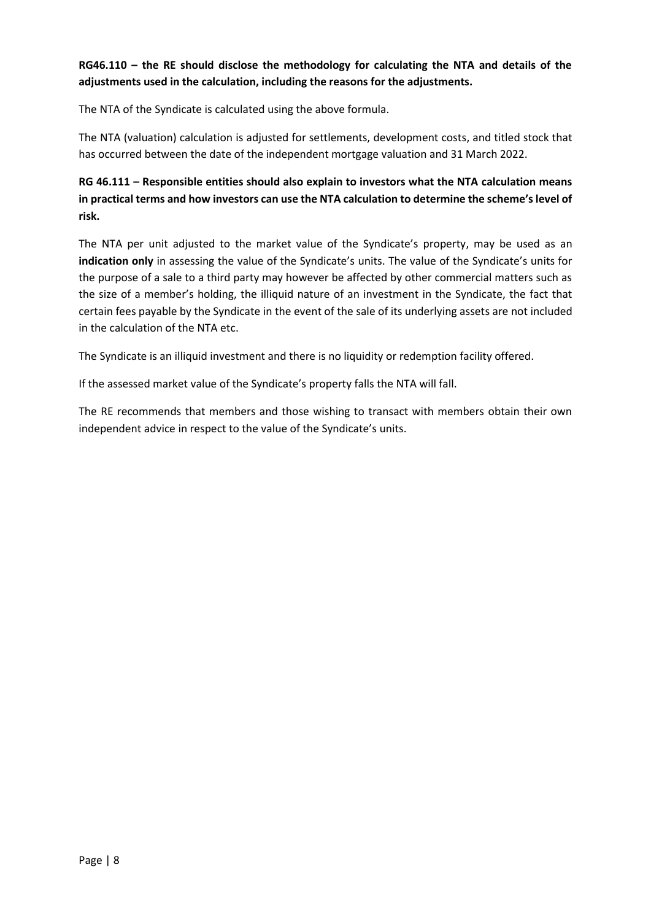**RG46.110 – the RE should disclose the methodology for calculating the NTA and details of the adjustments used in the calculation, including the reasons for the adjustments.**

The NTA of the Syndicate is calculated using the above formula.

The NTA (valuation) calculation is adjusted for settlements, development costs, and titled stock that has occurred between the date of the independent mortgage valuation and 31 March 2022.

**RG 46.111 – Responsible entities should also explain to investors what the NTA calculation means in practical terms and how investors can use the NTA calculation to determine the scheme's level of risk.**

The NTA per unit adjusted to the market value of the Syndicate's property, may be used as an **indication only** in assessing the value of the Syndicate's units. The value of the Syndicate's units for the purpose of a sale to a third party may however be affected by other commercial matters such as the size of a member's holding, the illiquid nature of an investment in the Syndicate, the fact that certain fees payable by the Syndicate in the event of the sale of its underlying assets are not included in the calculation of the NTA etc.

The Syndicate is an illiquid investment and there is no liquidity or redemption facility offered.

If the assessed market value of the Syndicate's property falls the NTA will fall.

The RE recommends that members and those wishing to transact with members obtain their own independent advice in respect to the value of the Syndicate's units.